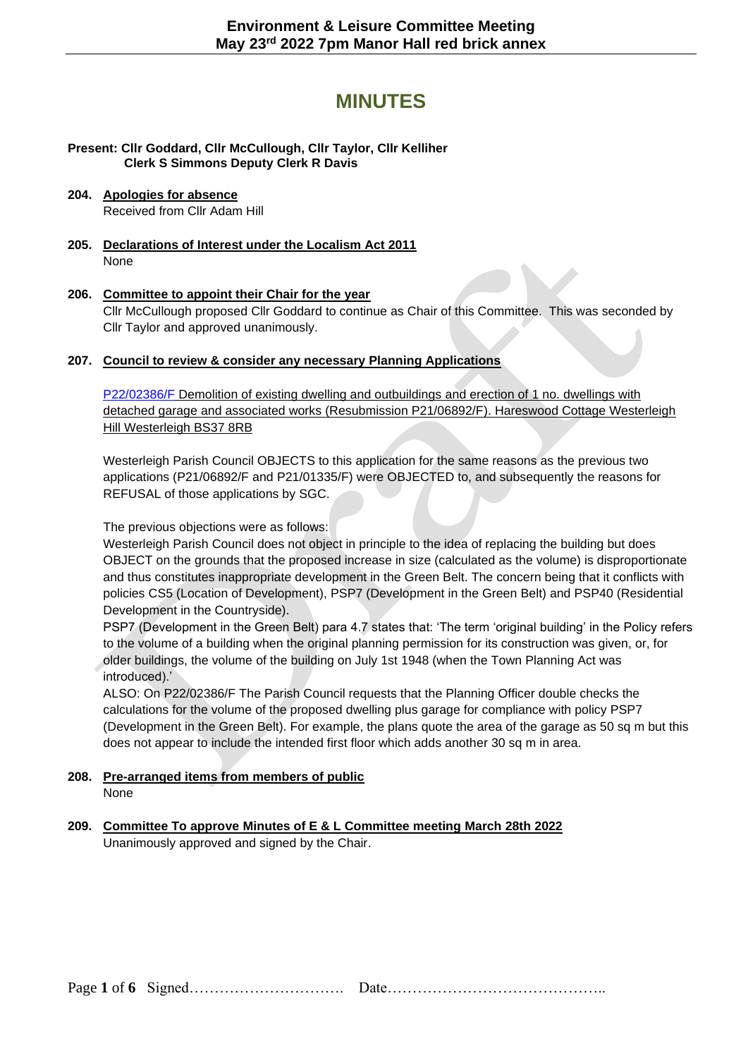# Environment & Leisure Committee Meeting
## May 23rd 2022 7pm Manor Hall red brick annex

# MINUTES

**Present: Cllr Goddard, Cllr McCullough, Cllr Taylor, Cllr Kelliher**
**Clerk S Simmons Deputy Clerk R Davis**

**204. Apologies for absence**
Received from Cllr Adam Hill

**205. Declarations of Interest under the Localism Act 2011**
None

**206. Committee to appoint their Chair for the year**
Cllr McCullough proposed Cllr Goddard to continue as Chair of this Committee. This was seconded by Cllr Taylor and approved unanimously.

**207. Council to review & consider any necessary Planning Applications**

P22/02386/F Demolition of existing dwelling and outbuildings and erection of 1 no. dwellings with detached garage and associated works (Resubmission P21/06892/F). Hareswood Cottage Westerleigh Hill Westerleigh BS37 8RB

Westerleigh Parish Council OBJECTS to this application for the same reasons as the previous two applications (P21/06892/F and P21/01335/F) were OBJECTED to, and subsequently the reasons for REFUSAL of those applications by SGC.

The previous objections were as follows:
Westerleigh Parish Council does not object in principle to the idea of replacing the building but does OBJECT on the grounds that the proposed increase in size (calculated as the volume) is disproportionate and thus constitutes inappropriate development in the Green Belt. The concern being that it conflicts with policies CS5 (Location of Development), PSP7 (Development in the Green Belt) and PSP40 (Residential Development in the Countryside).
PSP7 (Development in the Green Belt) para 4.7 states that: 'The term 'original building' in the Policy refers to the volume of a building when the original planning permission for its construction was given, or, for older buildings, the volume of the building on July 1st 1948 (when the Town Planning Act was introduced).'
ALSO: On P22/02386/F The Parish Council requests that the Planning Officer double checks the calculations for the volume of the proposed dwelling plus garage for compliance with policy PSP7 (Development in the Green Belt). For example, the plans quote the area of the garage as 50 sq m but this does not appear to include the intended first floor which adds another 30 sq m in area.

**208. Pre-arranged items from members of public**
None

**209. Committee To approve Minutes of E & L Committee meeting March 28th 2022**
Unanimously approved and signed by the Chair.

Signed…………………………. Date……………………………………..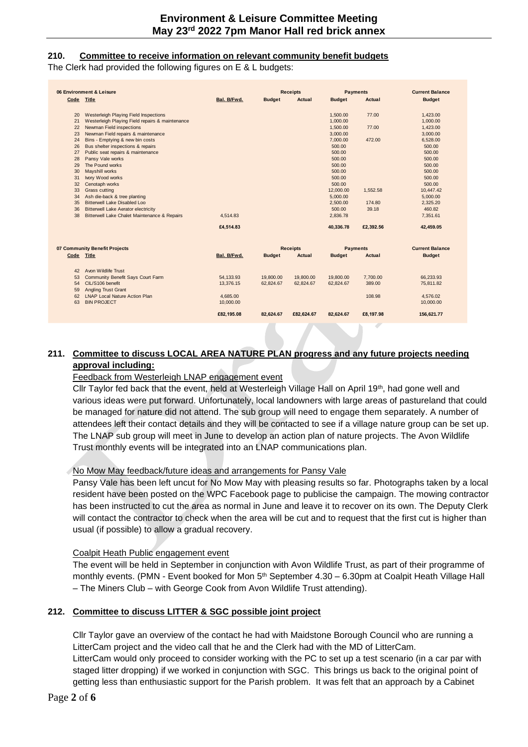## 210. Committee to receive information on relevant community benefit budgets

The Clerk had provided the following figures on E & L budgets:

| 06 Environment & Leisure | | | Receipts | | Payments | | Current Balance |
|---|---|---|---|---|---|---|---|
| Code | Title | Bal. B/Fwd. | Budget | Actual | Budget | Actual | Budget |
| 20 | Westerleigh Playing Field Inspections | | | | 1,500.00 | 77.00 | 1,423.00 |
| 21 | Westerleigh Playing Field repairs & maintenance | | | | 1,000.00 | | 1,000.00 |
| 22 | Newman Field inspections | | | | 1,500.00 | 77.00 | 1,423.00 |
| 23 | Newman Field repairs & maintenance | | | | 3,000.00 | | 3,000.00 |
| 24 | Bins - Emptying & new bin costs | | | | 7,000.00 | 472.00 | 6,528.00 |
| 26 | Bus shelter inspections & repairs | | | | 500.00 | | 500.00 |
| 27 | Public seat repairs & maintenance | | | | 500.00 | | 500.00 |
| 28 | Pansy Vale works | | | | 500.00 | | 500.00 |
| 29 | The Pound works | | | | 500.00 | | 500.00 |
| 30 | Mayshill works | | | | 500.00 | | 500.00 |
| 31 | Ivory Wood works | | | | 500.00 | | 500.00 |
| 32 | Cenotaph works | | | | 500.00 | | 500.00 |
| 33 | Grass cutting | | | | 12,000.00 | 1,552.58 | 10,447.42 |
| 34 | Ash die-back & tree planting | | | | 5,000.00 | | 5,000.00 |
| 35 | Bitterwell Lake Disabled Loo | | | | 2,500.00 | 174.80 | 2,325.20 |
| 36 | Bitterwell Lake Aerator electricity | | | | 500.00 | 39.18 | 460.82 |
| 38 | Bitterwell Lake Chalet Maintenance & Repairs | 4,514.83 | | | 2,836.78 | | 7,351.61 |
| | | £4,514.83 | | | 40,336.78 | £2,392.56 | 42,459.05 |

| 07 Community Benefit Projects | | | Receipts | | Payments | | Current Balance |
|---|---|---|---|---|---|---|---|
| Code | Title | Bal. B/Fwd. | Budget | Actual | Budget | Actual | Budget |
| 42 | Avon Wildlife Trust | | | | | | |
| 53 | Community Benefit Says Court Farm | 54,133.93 | 19,800.00 | 19,800.00 | 19,800.00 | 7,700.00 | 66,233.93 |
| 54 | CIL/S106 benefit | 13,376.15 | 62,824.67 | 62,824.67 | 62,824.67 | 389.00 | 75,811.82 |
| 59 | Angling Trust Grant | | | | | | |
| 62 | LNAP Local Nature Action Plan | 4,685.00 | | | | 108.98 | 4,576.02 |
| 63 | BIN PROJECT | 10,000.00 | | | | | 10,000.00 |
| | | £82,195.08 | 82,624.67 | £82,624.67 | 82,624.67 | £8,197.98 | 156,621.77 |

## 211. Committee to discuss LOCAL AREA NATURE PLAN progress and any future projects needing approval including:

Feedback from Westerleigh LNAP engagement event

Cllr Taylor fed back that the event, held at Westerleigh Village Hall on April 19th, had gone well and various ideas were put forward. Unfortunately, local landowners with large areas of pastureland that could be managed for nature did not attend. The sub group will need to engage them separately. A number of attendees left their contact details and they will be contacted to see if a village nature group can be set up. The LNAP sub group will meet in June to develop an action plan of nature projects. The Avon Wildlife Trust monthly events will be integrated into an LNAP communications plan.

No Mow May feedback/future ideas and arrangements for Pansy Vale

Pansy Vale has been left uncut for No Mow May with pleasing results so far. Photographs taken by a local resident have been posted on the WPC Facebook page to publicise the campaign. The mowing contractor has been instructed to cut the area as normal in June and leave it to recover on its own. The Deputy Clerk will contact the contractor to check when the area will be cut and to request that the first cut is higher than usual (if possible) to allow a gradual recovery.

Coalpit Heath Public engagement event

The event will be held in September in conjunction with Avon Wildlife Trust, as part of their programme of monthly events. (PMN - Event booked for Mon 5th September 4.30 – 6.30pm at Coalpit Heath Village Hall – The Miners Club – with George Cook from Avon Wildlife Trust attending).

## 212. Committee to discuss LITTER & SGC possible joint project

Cllr Taylor gave an overview of the contact he had with Maidstone Borough Council who are running a LitterCam project and the video call that he and the Clerk had with the MD of LitterCam.
LitterCam would only proceed to consider working with the PC to set up a test scenario (in a car par with staged litter dropping) if we worked in conjunction with SGC. This brings us back to the original point of getting less than enthusiastic support for the Parish problem. It was felt that an approach by a Cabinet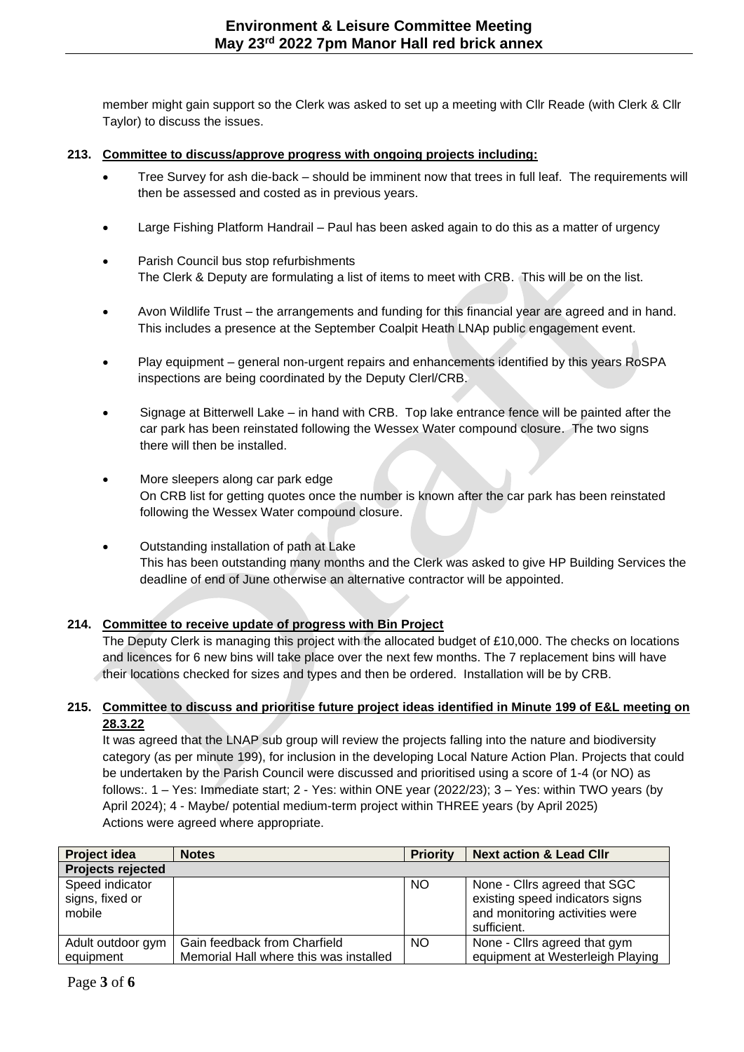member might gain support so the Clerk was asked to set up a meeting with Cllr Reade (with Clerk & Cllr Taylor) to discuss the issues.

**213. Committee to discuss/approve progress with ongoing projects including:**

- Tree Survey for ash die-back – should be imminent now that trees in full leaf. The requirements will then be assessed and costed as in previous years.
- Large Fishing Platform Handrail – Paul has been asked again to do this as a matter of urgency
- Parish Council bus stop refurbishments
  The Clerk & Deputy are formulating a list of items to meet with CRB. This will be on the list.
- Avon Wildlife Trust – the arrangements and funding for this financial year are agreed and in hand. This includes a presence at the September Coalpit Heath LNAp public engagement event.
- Play equipment – general non-urgent repairs and enhancements identified by this years RoSPA inspections are being coordinated by the Deputy Clerl/CRB.
- Signage at Bitterwell Lake – in hand with CRB. Top lake entrance fence will be painted after the car park has been reinstated following the Wessex Water compound closure. The two signs there will then be installed.
- More sleepers along car park edge
  On CRB list for getting quotes once the number is known after the car park has been reinstated following the Wessex Water compound closure.
- Outstanding installation of path at Lake
  This has been outstanding many months and the Clerk was asked to give HP Building Services the deadline of end of June otherwise an alternative contractor will be appointed.

**214. Committee to receive update of progress with Bin Project**

The Deputy Clerk is managing this project with the allocated budget of £10,000. The checks on locations and licences for 6 new bins will take place over the next few months. The 7 replacement bins will have their locations checked for sizes and types and then be ordered. Installation will be by CRB.

**215. Committee to discuss and prioritise future project ideas identified in Minute 199 of E&L meeting on 28.3.22**

It was agreed that the LNAP sub group will review the projects falling into the nature and biodiversity category (as per minute 199), for inclusion in the developing Local Nature Action Plan. Projects that could be undertaken by the Parish Council were discussed and prioritised using a score of 1-4 (or NO) as follows:. 1 – Yes: Immediate start; 2 - Yes: within ONE year (2022/23); 3 – Yes: within TWO years (by April 2024); 4 - Maybe/ potential medium-term project within THREE years (by April 2025)
Actions were agreed where appropriate.

| Project idea | Notes | Priority | Next action & Lead Cllr |
|---|---|---|---|
| **Projects rejected** | | | |
| Speed indicator signs, fixed or mobile | | NO | None - Cllrs agreed that SGC existing speed indicators signs and monitoring activities were sufficient. |
| Adult outdoor gym equipment | Gain feedback from Charfield Memorial Hall where this was installed | NO | None - Cllrs agreed that gym equipment at Westerleigh Playing |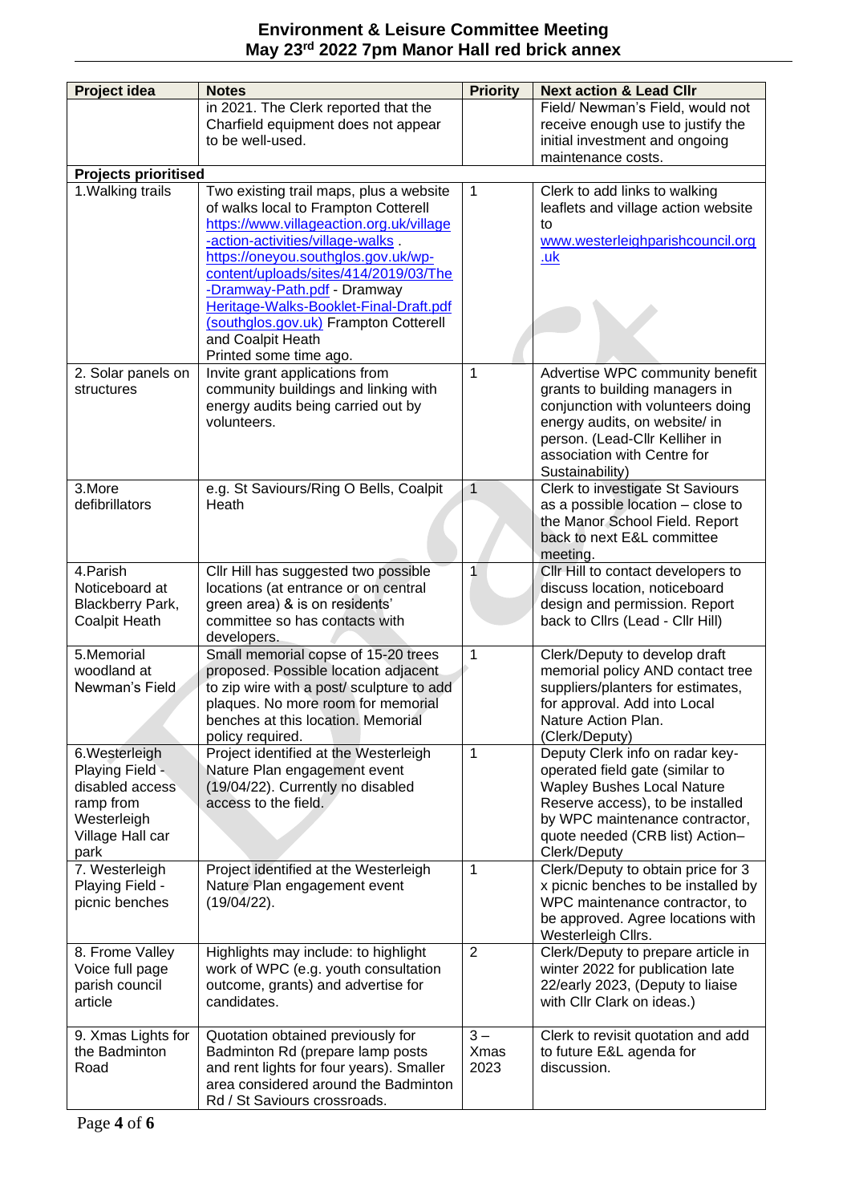| Project idea | Notes | Priority | Next action & Lead Cllr |
|---|---|---|---|
| | in 2021. The Clerk reported that the Charfield equipment does not appear to be well-used. | | Field/ Newman's Field, would not receive enough use to justify the initial investment and ongoing maintenance costs. |
| **Projects prioritised** | | | |
| 1.Walking trails | Two existing trail maps, plus a website of walks local to Frampton Cotterell https://www.villageaction.org.uk/village-action-activities/village-walks . https://oneyou.southglos.gov.uk/wp-content/uploads/sites/414/2019/03/The-Dramway-Path.pdf - Dramway Heritage-Walks-Booklet-Final-Draft.pdf (southglos.gov.uk) Frampton Cotterell and Coalpit Heath Printed some time ago. | 1 | Clerk to add links to walking leaflets and village action website to www.westerleighparishcouncil.org.uk |
| 2. Solar panels on structures | Invite grant applications from community buildings and linking with energy audits being carried out by volunteers. | 1 | Advertise WPC community benefit grants to building managers in conjunction with volunteers doing energy audits, on website/ in person. (Lead-Cllr Kelliher in association with Centre for Sustainability) |
| 3.More defibrillators | e.g. St Saviours/Ring O Bells, Coalpit Heath | 1 | Clerk to investigate St Saviours as a possible location – close to the Manor School Field. Report back to next E&L committee meeting. |
| 4.Parish Noticeboard at Blackberry Park, Coalpit Heath | Cllr Hill has suggested two possible locations (at entrance or on central green area) & is on residents' committee so has contacts with developers. | 1 | Cllr Hill to contact developers to discuss location, noticeboard design and permission. Report back to Cllrs (Lead - Cllr Hill) |
| 5.Memorial woodland at Newman's Field | Small memorial copse of 15-20 trees proposed. Possible location adjacent to zip wire with a post/ sculpture to add plaques. No more room for memorial benches at this location. Memorial policy required. | 1 | Clerk/Deputy to develop draft memorial policy AND contact tree suppliers/planters for estimates, for approval. Add into Local Nature Action Plan. (Clerk/Deputy) |
| 6.Westerleigh Playing Field - disabled access ramp from Westerleigh Village Hall car park | Project identified at the Westerleigh Nature Plan engagement event (19/04/22). Currently no disabled access to the field. | 1 | Deputy Clerk info on radar key-operated field gate (similar to Wapley Bushes Local Nature Reserve access), to be installed by WPC maintenance contractor, quote needed (CRB list) Action– Clerk/Deputy |
| 7. Westerleigh Playing Field - picnic benches | Project identified at the Westerleigh Nature Plan engagement event (19/04/22). | 1 | Clerk/Deputy to obtain price for 3 x picnic benches to be installed by WPC maintenance contractor, to be approved. Agree locations with Westerleigh Cllrs. |
| 8. Frome Valley Voice full page parish council article | Highlights may include: to highlight work of WPC (e.g. youth consultation outcome, grants) and advertise for candidates. | 2 | Clerk/Deputy to prepare article in winter 2022 for publication late 22/early 2023, (Deputy to liaise with Cllr Clark on ideas.) |
| 9. Xmas Lights for the Badminton Road | Quotation obtained previously for Badminton Rd (prepare lamp posts and rent lights for four years). Smaller area considered around the Badminton Rd / St Saviours crossroads. | 3 – Xmas 2023 | Clerk to revisit quotation and add to future E&L agenda for discussion. |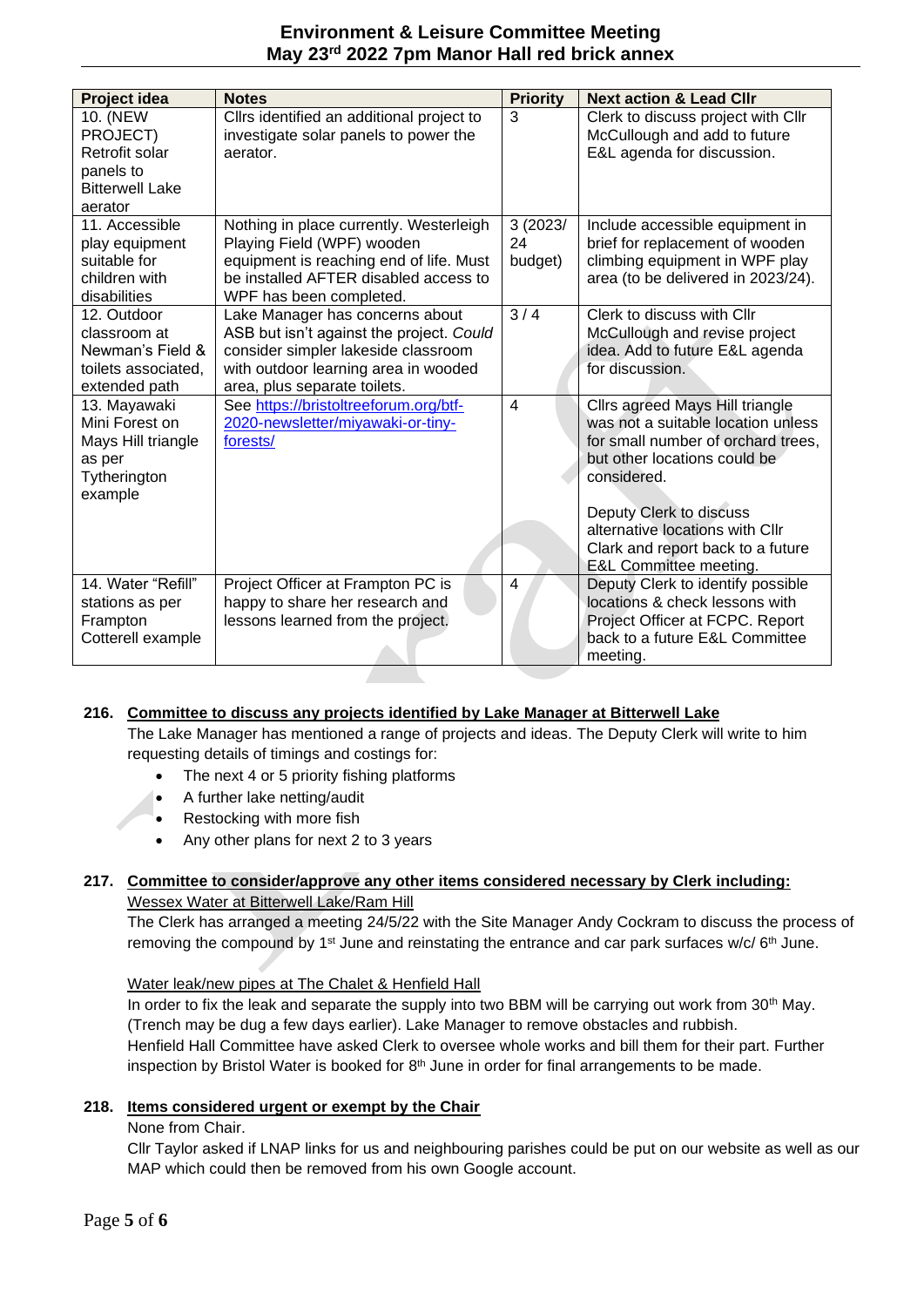| Project idea | Notes | Priority | Next action & Lead Cllr |
|---|---|---|---|
| 10. (NEW PROJECT) Retrofit solar panels to Bitterwell Lake aerator | Cllrs identified an additional project to investigate solar panels to power the aerator. | 3 | Clerk to discuss project with Cllr McCullough and add to future E&L agenda for discussion. |
| 11. Accessible play equipment suitable for children with disabilities | Nothing in place currently. Westerleigh Playing Field (WPF) wooden equipment is reaching end of life. Must be installed AFTER disabled access to WPF has been completed. | 3 (2023/24 budget) | Include accessible equipment in brief for replacement of wooden climbing equipment in WPF play area (to be delivered in 2023/24). |
| 12. Outdoor classroom at Newman's Field & toilets associated, extended path | Lake Manager has concerns about ASB but isn't against the project. *Could* consider simpler lakeside classroom with outdoor learning area in wooded area, plus separate toilets. | 3 / 4 | Clerk to discuss with Cllr McCullough and revise project idea. Add to future E&L agenda for discussion. |
| 13. Mayawaki Mini Forest on Mays Hill triangle as per Tytherington example | See https://bristoltreeforum.org/btf-2020-newsletter/miyawaki-or-tiny-forests/ | 4 | Cllrs agreed Mays Hill triangle was not a suitable location unless for small number of orchard trees, but other locations could be considered.<br><br>Deputy Clerk to discuss alternative locations with Cllr Clark and report back to a future E&L Committee meeting. |
| 14. Water "Refill" stations as per Frampton Cotterell example | Project Officer at Frampton PC is happy to share her research and lessons learned from the project. | 4 | Deputy Clerk to identify possible locations & check lessons with Project Officer at FCPC. Report back to a future E&L Committee meeting. |

**216. <u>Committee to discuss any projects identified by Lake Manager at Bitterwell Lake</u>**

The Lake Manager has mentioned a range of projects and ideas. The Deputy Clerk will write to him requesting details of timings and costings for:

- The next 4 or 5 priority fishing platforms
- A further lake netting/audit
- Restocking with more fish
- Any other plans for next 2 to 3 years

**217. <u>Committee to consider/approve any other items considered necessary by Clerk including:</u>**

<u>Wessex Water at Bitterwell Lake/Ram Hill</u>

The Clerk has arranged a meeting 24/5/22 with the Site Manager Andy Cockram to discuss the process of removing the compound by 1st June and reinstating the entrance and car park surfaces w/c/ 6th June.

<u>Water leak/new pipes at The Chalet & Henfield Hall</u>

In order to fix the leak and separate the supply into two BBM will be carrying out work from 30th May. (Trench may be dug a few days earlier). Lake Manager to remove obstacles and rubbish.
Henfield Hall Committee have asked Clerk to oversee whole works and bill them for their part. Further inspection by Bristol Water is booked for 8th June in order for final arrangements to be made.

**218. <u>Items considered urgent or exempt by the Chair</u>**

None from Chair.
Cllr Taylor asked if LNAP links for us and neighbouring parishes could be put on our website as well as our MAP which could then be removed from his own Google account.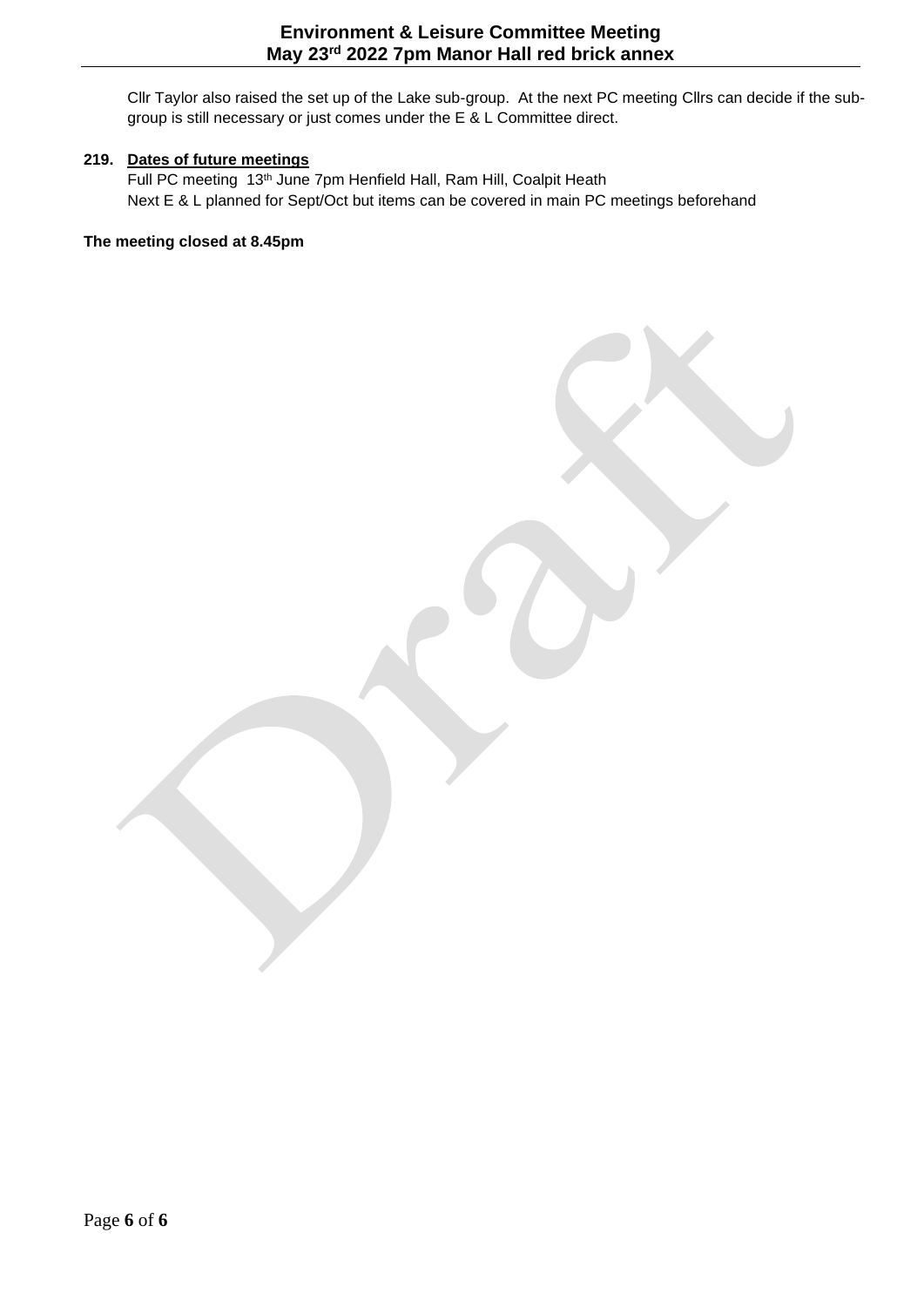Cllr Taylor also raised the set up of the Lake sub-group. At the next PC meeting Cllrs can decide if the sub-group is still necessary or just comes under the E & L Committee direct.

**219. Dates of future meetings**

Full PC meeting 13th June 7pm Henfield Hall, Ram Hill, Coalpit Heath
Next E & L planned for Sept/Oct but items can be covered in main PC meetings beforehand

**The meeting closed at 8.45pm**